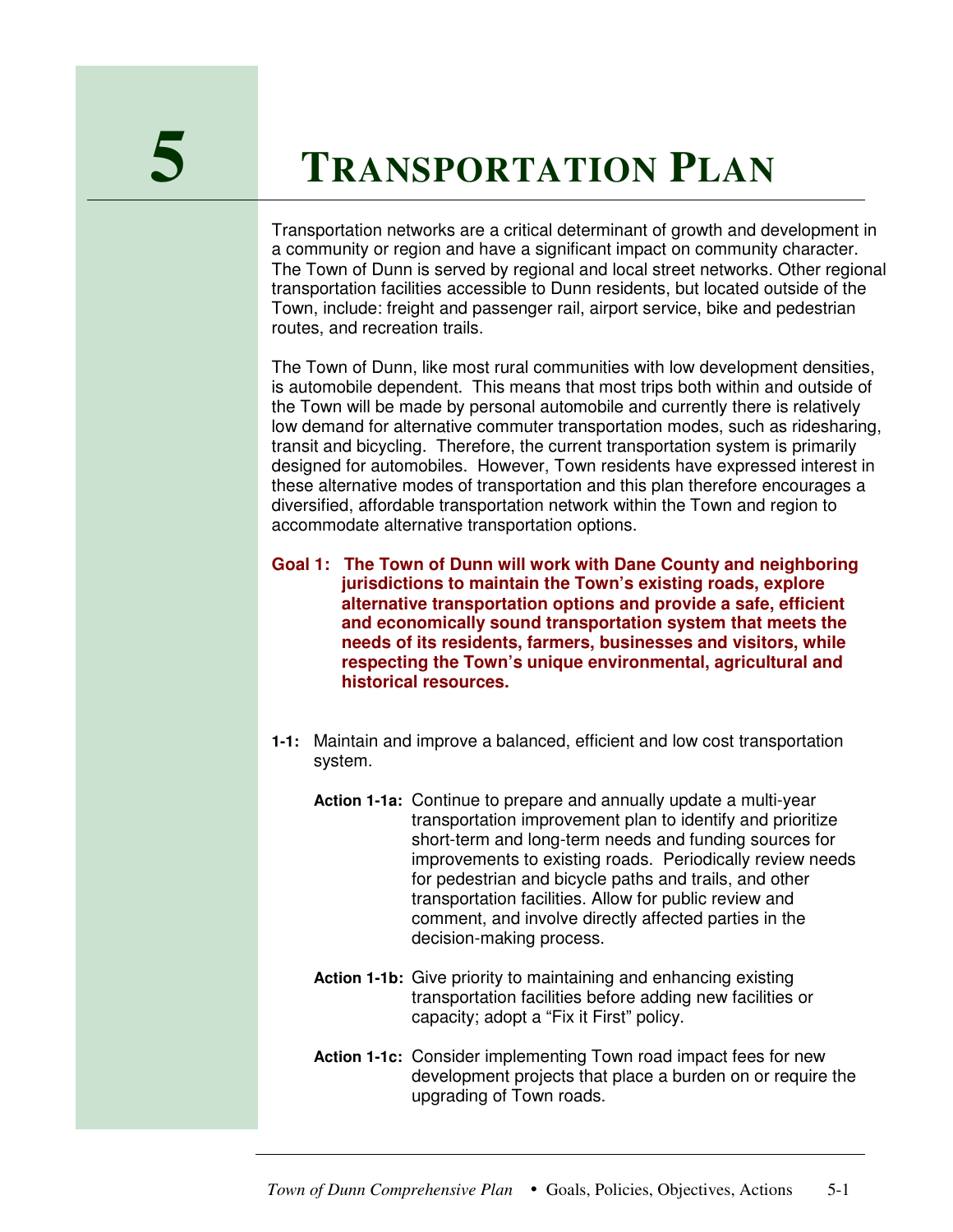# 5 Transportation Plan

Transportation networks are a critical determinant of growth and development in a community or region and have a significant impact on community character. The Town of Dunn is served by regional and local street networks. Other regional transportation facilities accessible to Dunn residents, but located outside of the Town, include: freight and passenger rail, airport service, bike and pedestrian routes, and recreation trails.

The Town of Dunn, like most rural communities with low development densities, is automobile dependent. This means that most trips both within and outside of the Town will be made by personal automobile and currently there is relatively low demand for alternative commuter transportation modes, such as ridesharing, transit and bicycling. Therefore, the current transportation system is primarily designed for automobiles. However, Town residents have expressed interest in these alternative modes of transportation and this plan therefore encourages a diversified, affordable transportation network within the Town and region to accommodate alternative transportation options.

**Goal 1: The Town of Dunn will work with Dane County and neighboring jurisdictions to maintain the Town's existing roads, explore alternative transportation options and provide a safe, efficient and economically sound transportation system that meets the needs of its residents, farmers, businesses and visitors, while respecting the Town's unique environmental, agricultural and historical resources.**

**1-1:** Maintain and improve a balanced, efficient and low cost transportation system.

**Action 1-1a:** Continue to prepare and annually update a multi-year transportation improvement plan to identify and prioritize short-term and long-term needs and funding sources for improvements to existing roads. Periodically review needs for pedestrian and bicycle paths and trails, and other transportation facilities. Allow for public review and comment, and involve directly affected parties in the decision-making process.

**Action 1-1b:** Give priority to maintaining and enhancing existing transportation facilities before adding new facilities or capacity; adopt a "Fix it First" policy.

**Action 1-1c:** Consider implementing Town road impact fees for new development projects that place a burden on or require the upgrading of Town roads.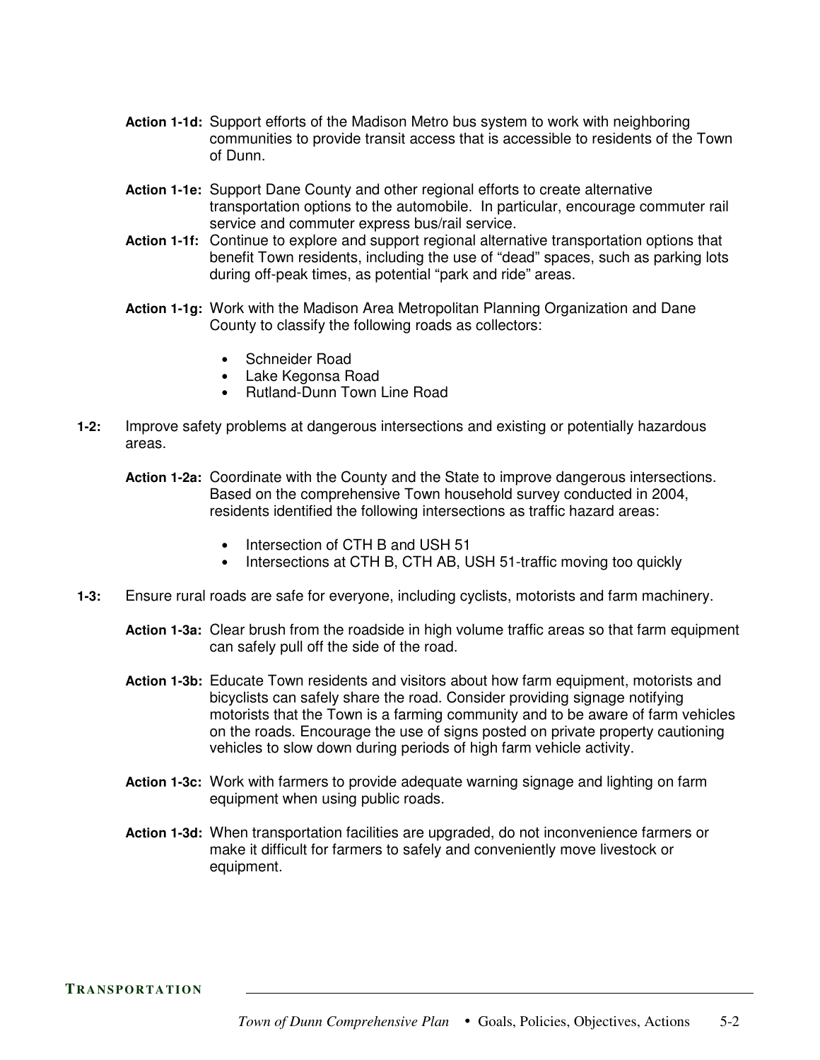**Action 1-1d:** Support efforts of the Madison Metro bus system to work with neighboring communities to provide transit access that is accessible to residents of the Town of Dunn.

**Action 1-1e:** Support Dane County and other regional efforts to create alternative transportation options to the automobile. In particular, encourage commuter rail service and commuter express bus/rail service.

**Action 1-1f:** Continue to explore and support regional alternative transportation options that benefit Town residents, including the use of "dead" spaces, such as parking lots during off-peak times, as potential "park and ride" areas.

**Action 1-1g:** Work with the Madison Area Metropolitan Planning Organization and Dane County to classify the following roads as collectors:

- Schneider Road
- Lake Kegonsa Road
- Rutland-Dunn Town Line Road

**1-2:** Improve safety problems at dangerous intersections and existing or potentially hazardous areas.

**Action 1-2a:** Coordinate with the County and the State to improve dangerous intersections. Based on the comprehensive Town household survey conducted in 2004, residents identified the following intersections as traffic hazard areas:

- Intersection of CTH B and USH 51
- Intersections at CTH B, CTH AB, USH 51-traffic moving too quickly

**1-3:** Ensure rural roads are safe for everyone, including cyclists, motorists and farm machinery.

**Action 1-3a:** Clear brush from the roadside in high volume traffic areas so that farm equipment can safely pull off the side of the road.

**Action 1-3b:** Educate Town residents and visitors about how farm equipment, motorists and bicyclists can safely share the road. Consider providing signage notifying motorists that the Town is a farming community and to be aware of farm vehicles on the roads. Encourage the use of signs posted on private property cautioning vehicles to slow down during periods of high farm vehicle activity.

**Action 1-3c:** Work with farmers to provide adequate warning signage and lighting on farm equipment when using public roads.

**Action 1-3d:** When transportation facilities are upgraded, do not inconvenience farmers or make it difficult for farmers to safely and conveniently move livestock or equipment.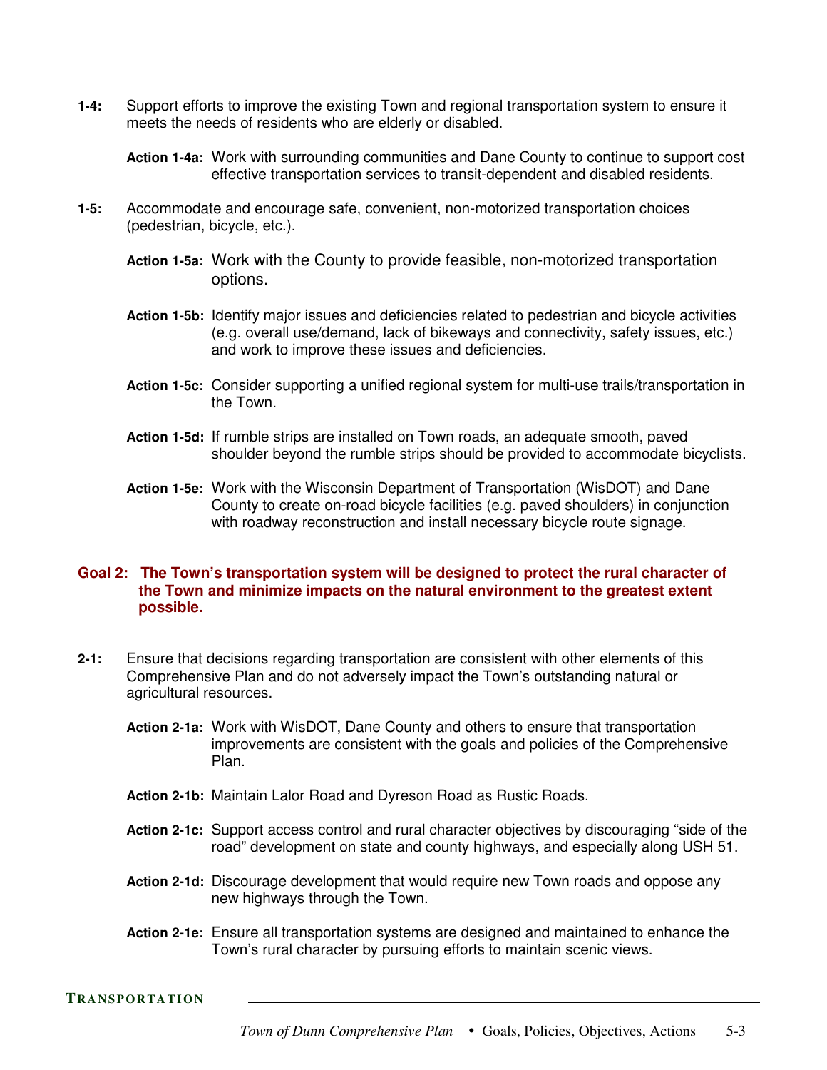**1-4:** Support efforts to improve the existing Town and regional transportation system to ensure it meets the needs of residents who are elderly or disabled.

**Action 1-4a:** Work with surrounding communities and Dane County to continue to support cost effective transportation services to transit-dependent and disabled residents.

**1-5:** Accommodate and encourage safe, convenient, non-motorized transportation choices (pedestrian, bicycle, etc.).

**Action 1-5a:** Work with the County to provide feasible, non-motorized transportation options.

**Action 1-5b:** Identify major issues and deficiencies related to pedestrian and bicycle activities (e.g. overall use/demand, lack of bikeways and connectivity, safety issues, etc.) and work to improve these issues and deficiencies.

**Action 1-5c:** Consider supporting a unified regional system for multi-use trails/transportation in the Town.

**Action 1-5d:** If rumble strips are installed on Town roads, an adequate smooth, paved shoulder beyond the rumble strips should be provided to accommodate bicyclists.

**Action 1-5e:** Work with the Wisconsin Department of Transportation (WisDOT) and Dane County to create on-road bicycle facilities (e.g. paved shoulders) in conjunction with roadway reconstruction and install necessary bicycle route signage.

### Goal 2: The Town's transportation system will be designed to protect the rural character of the Town and minimize impacts on the natural environment to the greatest extent possible.

**2-1:** Ensure that decisions regarding transportation are consistent with other elements of this Comprehensive Plan and do not adversely impact the Town's outstanding natural or agricultural resources.

**Action 2-1a:** Work with WisDOT, Dane County and others to ensure that transportation improvements are consistent with the goals and policies of the Comprehensive Plan.

**Action 2-1b:** Maintain Lalor Road and Dyreson Road as Rustic Roads.

**Action 2-1c:** Support access control and rural character objectives by discouraging "side of the road" development on state and county highways, and especially along USH 51.

**Action 2-1d:** Discourage development that would require new Town roads and oppose any new highways through the Town.

**Action 2-1e:** Ensure all transportation systems are designed and maintained to enhance the Town's rural character by pursuing efforts to maintain scenic views.